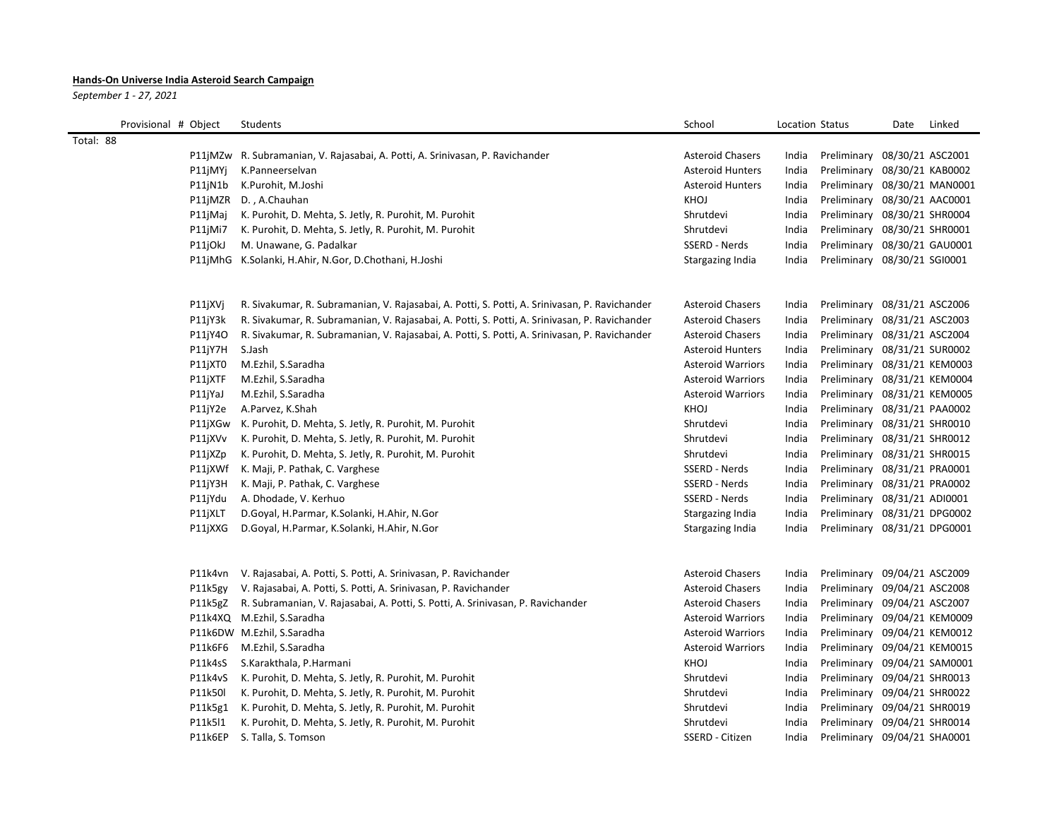**Hands-On Universe India Asteroid Search Campaign**

*September 1 - 27, 2021*

| Provisional # | Object | Students | School | Location | Status | Date | Linked |
|---|---|---|---|---|---|---|---|
| Total: 88 | | | | | | | |
| | P11jMZw | R. Subramanian, V. Rajasabai, A. Potti, A. Srinivasan, P. Ravichander | Asteroid Chasers | India | Preliminary | 08/30/21 | ASC2001 |
| | P11jMYj | K.Panneerselvan | Asteroid Hunters | India | Preliminary | 08/30/21 | KAB0002 |
| | P11jN1b | K.Purohit, M.Joshi | Asteroid Hunters | India | Preliminary | 08/30/21 | MAN0001 |
| | P11jMZR | D. , A.Chauhan | KHOJ | India | Preliminary | 08/30/21 | AAC0001 |
| | P11jMaj | K. Purohit, D. Mehta, S. Jetly, R. Purohit, M. Purohit | Shrutdevi | India | Preliminary | 08/30/21 | SHR0004 |
| | P11jMi7 | K. Purohit, D. Mehta, S. Jetly, R. Purohit, M. Purohit | Shrutdevi | India | Preliminary | 08/30/21 | SHR0001 |
| | P11jOkJ | M. Unawane, G. Padalkar | SSERD - Nerds | India | Preliminary | 08/30/21 | GAU0001 |
| | P11jMhG | K.Solanki, H.Ahir, N.Gor, D.Chothani, H.Joshi | Stargazing India | India | Preliminary | 08/30/21 | SGI0001 |
| | | | | | | | |
| | P11jXVj | R. Sivakumar, R. Subramanian, V. Rajasabai, A. Potti, S. Potti, A. Srinivasan, P. Ravichander | Asteroid Chasers | India | Preliminary | 08/31/21 | ASC2006 |
| | P11jY3k | R. Sivakumar, R. Subramanian, V. Rajasabai, A. Potti, S. Potti, A. Srinivasan, P. Ravichander | Asteroid Chasers | India | Preliminary | 08/31/21 | ASC2003 |
| | P11jY4O | R. Sivakumar, R. Subramanian, V. Rajasabai, A. Potti, S. Potti, A. Srinivasan, P. Ravichander | Asteroid Chasers | India | Preliminary | 08/31/21 | ASC2004 |
| | P11jY7H | S.Jash | Asteroid Hunters | India | Preliminary | 08/31/21 | SUR0002 |
| | P11jXT0 | M.Ezhil, S.Saradha | Asteroid Warriors | India | Preliminary | 08/31/21 | KEM0003 |
| | P11jXTF | M.Ezhil, S.Saradha | Asteroid Warriors | India | Preliminary | 08/31/21 | KEM0004 |
| | P11jYaJ | M.Ezhil, S.Saradha | Asteroid Warriors | India | Preliminary | 08/31/21 | KEM0005 |
| | P11jY2e | A.Parvez, K.Shah | KHOJ | India | Preliminary | 08/31/21 | PAA0002 |
| | P11jXGw | K. Purohit, D. Mehta, S. Jetly, R. Purohit, M. Purohit | Shrutdevi | India | Preliminary | 08/31/21 | SHR0010 |
| | P11jXVv | K. Purohit, D. Mehta, S. Jetly, R. Purohit, M. Purohit | Shrutdevi | India | Preliminary | 08/31/21 | SHR0012 |
| | P11jXZp | K. Purohit, D. Mehta, S. Jetly, R. Purohit, M. Purohit | Shrutdevi | India | Preliminary | 08/31/21 | SHR0015 |
| | P11jXWf | K. Maji, P. Pathak, C. Varghese | SSERD - Nerds | India | Preliminary | 08/31/21 | PRA0001 |
| | P11jY3H | K. Maji, P. Pathak, C. Varghese | SSERD - Nerds | India | Preliminary | 08/31/21 | PRA0002 |
| | P11jYdu | A. Dhodade, V. Kerhuo | SSERD - Nerds | India | Preliminary | 08/31/21 | ADI0001 |
| | P11jXLT | D.Goyal, H.Parmar, K.Solanki, H.Ahir, N.Gor | Stargazing India | India | Preliminary | 08/31/21 | DPG0002 |
| | P11jXXG | D.Goyal, H.Parmar, K.Solanki, H.Ahir, N.Gor | Stargazing India | India | Preliminary | 08/31/21 | DPG0001 |
| | | | | | | | |
| | P11k4vn | V. Rajasabai, A. Potti, S. Potti, A. Srinivasan, P. Ravichander | Asteroid Chasers | India | Preliminary | 09/04/21 | ASC2009 |
| | P11k5gy | V. Rajasabai, A. Potti, S. Potti, A. Srinivasan, P. Ravichander | Asteroid Chasers | India | Preliminary | 09/04/21 | ASC2008 |
| | P11k5gZ | R. Subramanian, V. Rajasabai, A. Potti, S. Potti, A. Srinivasan, P. Ravichander | Asteroid Chasers | India | Preliminary | 09/04/21 | ASC2007 |
| | P11k4XQ | M.Ezhil, S.Saradha | Asteroid Warriors | India | Preliminary | 09/04/21 | KEM0009 |
| | P11k6DW | M.Ezhil, S.Saradha | Asteroid Warriors | India | Preliminary | 09/04/21 | KEM0012 |
| | P11k6F6 | M.Ezhil, S.Saradha | Asteroid Warriors | India | Preliminary | 09/04/21 | KEM0015 |
| | P11k4sS | S.Karakthala, P.Harmani | KHOJ | India | Preliminary | 09/04/21 | SAM0001 |
| | P11k4vS | K. Purohit, D. Mehta, S. Jetly, R. Purohit, M. Purohit | Shrutdevi | India | Preliminary | 09/04/21 | SHR0013 |
| | P11k50l | K. Purohit, D. Mehta, S. Jetly, R. Purohit, M. Purohit | Shrutdevi | India | Preliminary | 09/04/21 | SHR0022 |
| | P11k5g1 | K. Purohit, D. Mehta, S. Jetly, R. Purohit, M. Purohit | Shrutdevi | India | Preliminary | 09/04/21 | SHR0019 |
| | P11k5l1 | K. Purohit, D. Mehta, S. Jetly, R. Purohit, M. Purohit | Shrutdevi | India | Preliminary | 09/04/21 | SHR0014 |
| | P11k6EP | S. Talla, S. Tomson | SSERD - Citizen | India | Preliminary | 09/04/21 | SHA0001 |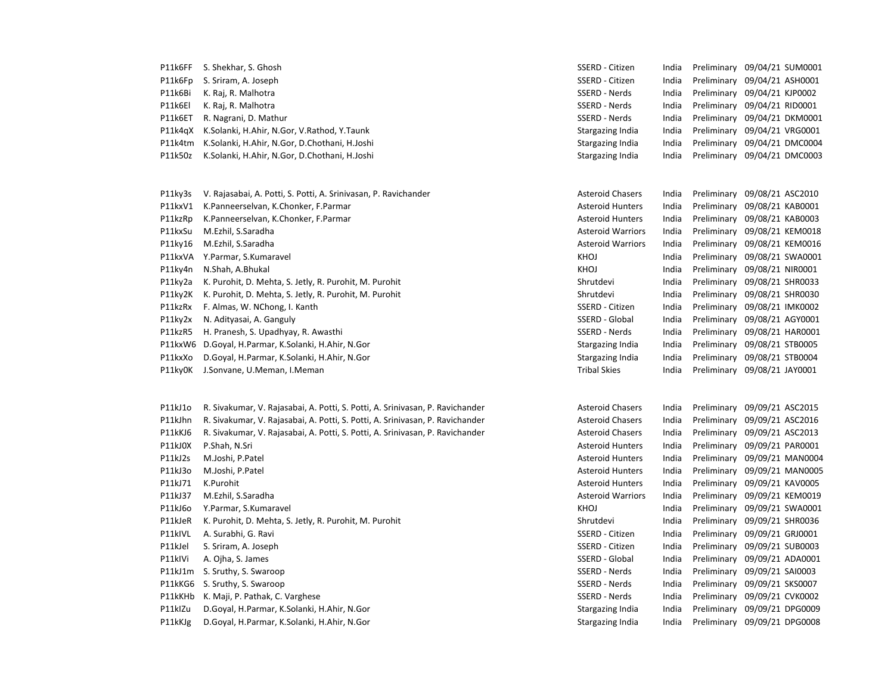| | | | | | | |
|---|---|---|---|---|---|---|
| P11k6FF | S. Shekhar, S. Ghosh | SSERD - Citizen | India | Preliminary | 09/04/21 | SUM0001 |
| P11k6Fp | S. Sriram, A. Joseph | SSERD - Citizen | India | Preliminary | 09/04/21 | ASH0001 |
| P11k6Bi | K. Raj, R. Malhotra | SSERD - Nerds | India | Preliminary | 09/04/21 | KJP0002 |
| P11k6El | K. Raj, R. Malhotra | SSERD - Nerds | India | Preliminary | 09/04/21 | RID0001 |
| P11k6ET | R. Nagrani, D. Mathur | SSERD - Nerds | India | Preliminary | 09/04/21 | DKM0001 |
| P11k4qX | K.Solanki, H.Ahir, N.Gor, V.Rathod, Y.Taunk | Stargazing India | India | Preliminary | 09/04/21 | VRG0001 |
| P11k4tm | K.Solanki, H.Ahir, N.Gor, D.Chothani, H.Joshi | Stargazing India | India | Preliminary | 09/04/21 | DMC0004 |
| P11k50z | K.Solanki, H.Ahir, N.Gor, D.Chothani, H.Joshi | Stargazing India | India | Preliminary | 09/04/21 | DMC0003 |
| | | | | | | |
| P11ky3s | V. Rajasabai, A. Potti, S. Potti, A. Srinivasan, P. Ravichander | Asteroid Chasers | India | Preliminary | 09/08/21 | ASC2010 |
| P11kxV1 | K.Panneerselvan, K.Chonker, F.Parmar | Asteroid Hunters | India | Preliminary | 09/08/21 | KAB0001 |
| P11kzRp | K.Panneerselvan, K.Chonker, F.Parmar | Asteroid Hunters | India | Preliminary | 09/08/21 | KAB0003 |
| P11kxSu | M.Ezhil, S.Saradha | Asteroid Warriors | India | Preliminary | 09/08/21 | KEM0018 |
| P11ky16 | M.Ezhil, S.Saradha | Asteroid Warriors | India | Preliminary | 09/08/21 | KEM0016 |
| P11kxVA | Y.Parmar, S.Kumaravel | KHOJ | India | Preliminary | 09/08/21 | SWA0001 |
| P11ky4n | N.Shah, A.Bhukal | KHOJ | India | Preliminary | 09/08/21 | NIR0001 |
| P11ky2a | K. Purohit, D. Mehta, S. Jetly, R. Purohit, M. Purohit | Shrutdevi | India | Preliminary | 09/08/21 | SHR0033 |
| P11ky2K | K. Purohit, D. Mehta, S. Jetly, R. Purohit, M. Purohit | Shrutdevi | India | Preliminary | 09/08/21 | SHR0030 |
| P11kzRx | F. Almas, W. NChong, I. Kanth | SSERD - Citizen | India | Preliminary | 09/08/21 | IMK0002 |
| P11ky2x | N. Adityasai, A. Ganguly | SSERD - Global | India | Preliminary | 09/08/21 | AGY0001 |
| P11kzR5 | H. Pranesh, S. Upadhyay, R. Awasthi | SSERD - Nerds | India | Preliminary | 09/08/21 | HAR0001 |
| P11kxW6 | D.Goyal, H.Parmar, K.Solanki, H.Ahir, N.Gor | Stargazing India | India | Preliminary | 09/08/21 | STB0005 |
| P11kxXo | D.Goyal, H.Parmar, K.Solanki, H.Ahir, N.Gor | Stargazing India | India | Preliminary | 09/08/21 | STB0004 |
| P11ky0K | J.Sonvane, U.Meman, I.Meman | Tribal Skies | India | Preliminary | 09/08/21 | JAY0001 |
| | | | | | | |
| P11kJ1o | R. Sivakumar, V. Rajasabai, A. Potti, S. Potti, A. Srinivasan, P. Ravichander | Asteroid Chasers | India | Preliminary | 09/09/21 | ASC2015 |
| P11kJhn | R. Sivakumar, V. Rajasabai, A. Potti, S. Potti, A. Srinivasan, P. Ravichander | Asteroid Chasers | India | Preliminary | 09/09/21 | ASC2016 |
| P11kKJ6 | R. Sivakumar, V. Rajasabai, A. Potti, S. Potti, A. Srinivasan, P. Ravichander | Asteroid Chasers | India | Preliminary | 09/09/21 | ASC2013 |
| P11kJ0X | P.Shah, N.Sri | Asteroid Hunters | India | Preliminary | 09/09/21 | PAR0001 |
| P11kJ2s | M.Joshi, P.Patel | Asteroid Hunters | India | Preliminary | 09/09/21 | MAN0004 |
| P11kJ3o | M.Joshi, P.Patel | Asteroid Hunters | India | Preliminary | 09/09/21 | MAN0005 |
| P11kJ71 | K.Purohit | Asteroid Hunters | India | Preliminary | 09/09/21 | KAV0005 |
| P11kJ37 | M.Ezhil, S.Saradha | Asteroid Warriors | India | Preliminary | 09/09/21 | KEM0019 |
| P11kJ6o | Y.Parmar, S.Kumaravel | KHOJ | India | Preliminary | 09/09/21 | SWA0001 |
| P11kJeR | K. Purohit, D. Mehta, S. Jetly, R. Purohit, M. Purohit | Shrutdevi | India | Preliminary | 09/09/21 | SHR0036 |
| P11kIVL | A. Surabhi, G. Ravi | SSERD - Citizen | India | Preliminary | 09/09/21 | GRJ0001 |
| P11kJel | S. Sriram, A. Joseph | SSERD - Citizen | India | Preliminary | 09/09/21 | SUB0003 |
| P11kIVi | A. Ojha, S. James | SSERD - Global | India | Preliminary | 09/09/21 | ADA0001 |
| P11kJ1m | S. Sruthy, S. Swaroop | SSERD - Nerds | India | Preliminary | 09/09/21 | SAI0003 |
| P11kKG6 | S. Sruthy, S. Swaroop | SSERD - Nerds | India | Preliminary | 09/09/21 | SKS0007 |
| P11kKHb | K. Maji, P. Pathak, C. Varghese | SSERD - Nerds | India | Preliminary | 09/09/21 | CVK0002 |
| P11kIZu | D.Goyal, H.Parmar, K.Solanki, H.Ahir, N.Gor | Stargazing India | India | Preliminary | 09/09/21 | DPG0009 |
| P11kKJg | D.Goyal, H.Parmar, K.Solanki, H.Ahir, N.Gor | Stargazing India | India | Preliminary | 09/09/21 | DPG0008 |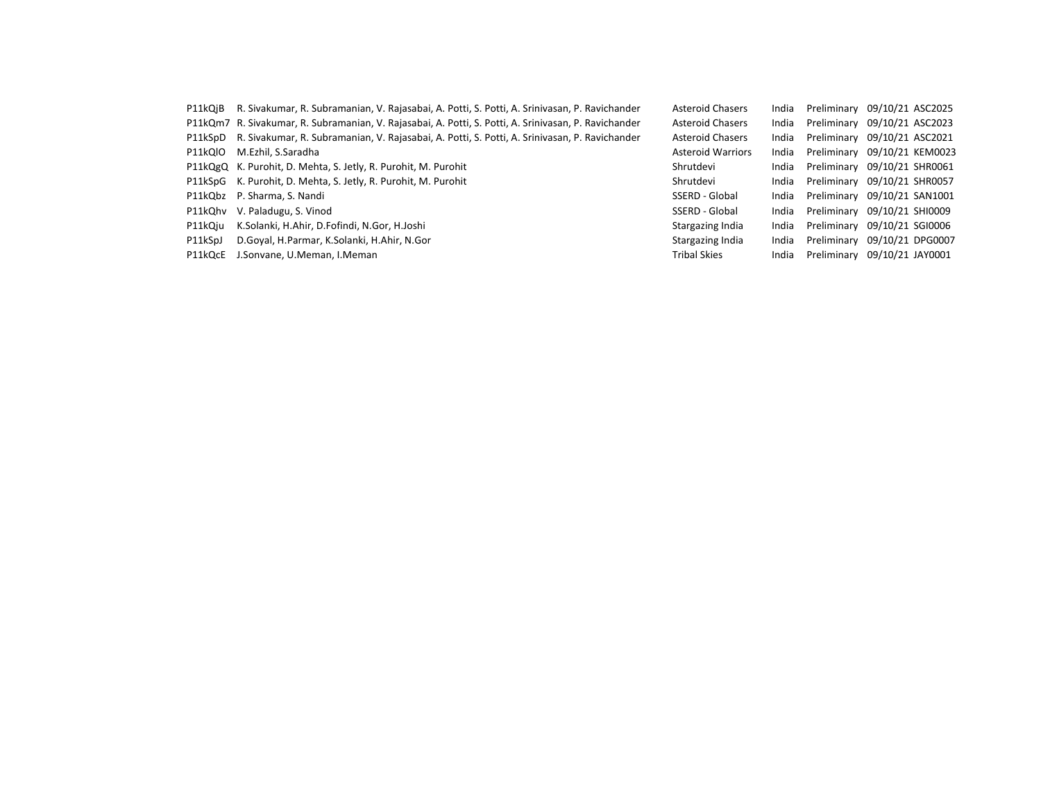| | | | | | | |
|---|---|---|---|---|---|---|
| P11kQjB | R. Sivakumar, R. Subramanian, V. Rajasabai, A. Potti, S. Potti, A. Srinivasan, P. Ravichander | Asteroid Chasers | India | Preliminary | 09/10/21 | ASC2025 |
| P11kQm7 | R. Sivakumar, R. Subramanian, V. Rajasabai, A. Potti, S. Potti, A. Srinivasan, P. Ravichander | Asteroid Chasers | India | Preliminary | 09/10/21 | ASC2023 |
| P11kSpD | R. Sivakumar, R. Subramanian, V. Rajasabai, A. Potti, S. Potti, A. Srinivasan, P. Ravichander | Asteroid Chasers | India | Preliminary | 09/10/21 | ASC2021 |
| P11kQlO | M.Ezhil, S.Saradha | Asteroid Warriors | India | Preliminary | 09/10/21 | KEM0023 |
| P11kQgQ | K. Purohit, D. Mehta, S. Jetly, R. Purohit, M. Purohit | Shrutdevi | India | Preliminary | 09/10/21 | SHR0061 |
| P11kSpG | K. Purohit, D. Mehta, S. Jetly, R. Purohit, M. Purohit | Shrutdevi | India | Preliminary | 09/10/21 | SHR0057 |
| P11kQbz | P. Sharma, S. Nandi | SSERD - Global | India | Preliminary | 09/10/21 | SAN1001 |
| P11kQhv | V. Paladugu, S. Vinod | SSERD - Global | India | Preliminary | 09/10/21 | SHI0009 |
| P11kQju | K.Solanki, H.Ahir, D.Fofindi, N.Gor, H.Joshi | Stargazing India | India | Preliminary | 09/10/21 | SGI0006 |
| P11kSpJ | D.Goyal, H.Parmar, K.Solanki, H.Ahir, N.Gor | Stargazing India | India | Preliminary | 09/10/21 | DPG0007 |
| P11kQcE | J.Sonvane, U.Meman, I.Meman | Tribal Skies | India | Preliminary | 09/10/21 | JAY0001 |